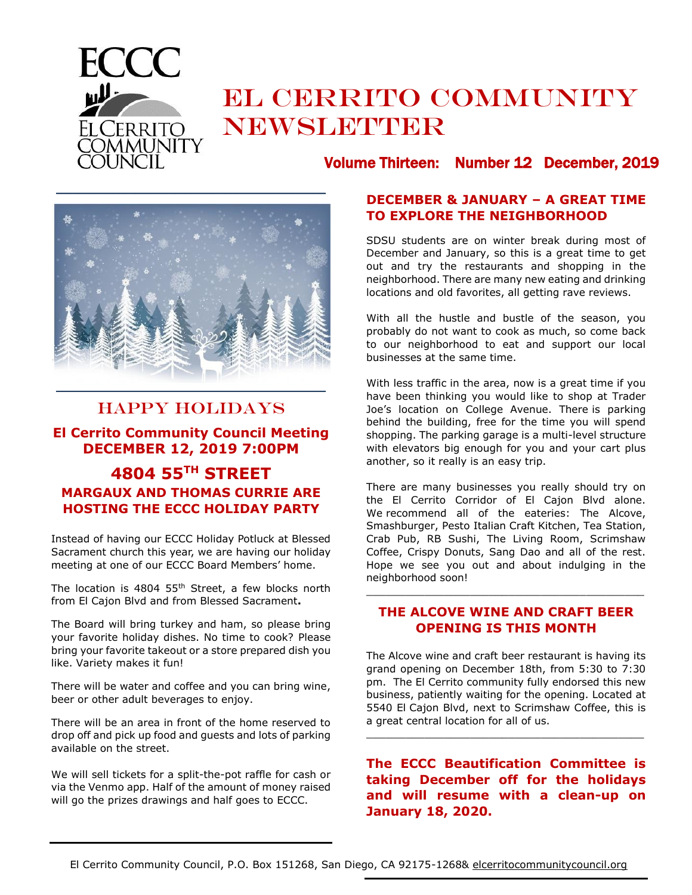# El Cerrito Community Newsletter

**Volume Thirteen: Number 12 December, 2019**

## HAPPY HOLIDAYS

### El Cerrito Community Council Meeting DECEMBER 12, 2019 7:00PM

### 4804 55TH STREET

### MARGAUX AND THOMAS CURRIE ARE HOSTING THE ECCC HOLIDAY PARTY

Instead of having our ECCC Holiday Potluck at Blessed Sacrament church this year, we are having our holiday meeting at one of our ECCC Board Members' home.

The location is 4804 55th Street, a few blocks north from El Cajon Blvd and from Blessed Sacrament**.**

The Board will bring turkey and ham, so please bring your favorite holiday dishes. No time to cook? Please bring your favorite takeout or a store prepared dish you like. Variety makes it fun!

There will be water and coffee and you can bring wine, beer or other adult beverages to enjoy.

There will be an area in front of the home reserved to drop off and pick up food and guests and lots of parking available on the street.

We will sell tickets for a split-the-pot raffle for cash or via the Venmo app. Half of the amount of money raised will go the prizes drawings and half goes to ECCC.

## DECEMBER & JANUARY – A GREAT TIME TO EXPLORE THE NEIGHBORHOOD

SDSU students are on winter break during most of December and January, so this is a great time to get out and try the restaurants and shopping in the neighborhood. There are many new eating and drinking locations and old favorites, all getting rave reviews.

With all the hustle and bustle of the season, you probably do not want to cook as much, so come back to our neighborhood to eat and support our local businesses at the same time.

With less traffic in the area, now is a great time if you have been thinking you would like to shop at Trader Joe's location on College Avenue. There is parking behind the building, free for the time you will spend shopping. The parking garage is a multi-level structure with elevators big enough for you and your cart plus another, so it really is an easy trip.

There are many businesses you really should try on the El Cerrito Corridor of El Cajon Blvd alone. We recommend all of the eateries: The Alcove, Smashburger, Pesto Italian Craft Kitchen, Tea Station, Crab Pub, RB Sushi, The Living Room, Scrimshaw Coffee, Crispy Donuts, Sang Dao and all of the rest. Hope we see you out and about indulging in the neighborhood soon!

## THE ALCOVE WINE AND CRAFT BEER OPENING IS THIS MONTH

The Alcove wine and craft beer restaurant is having its grand opening on December 18th, from 5:30 to 7:30 pm. The El Cerrito community fully endorsed this new business, patiently waiting for the opening. Located at 5540 El Cajon Blvd, next to Scrimshaw Coffee, this is a great central location for all of us.

**The ECCC Beautification Committee is taking December off for the holidays and will resume with a clean-up on January 18, 2020.**

El Cerrito Community Council, P.O. Box 151268, San Diego, CA 92175-1268& elcerritocommunitycouncil.org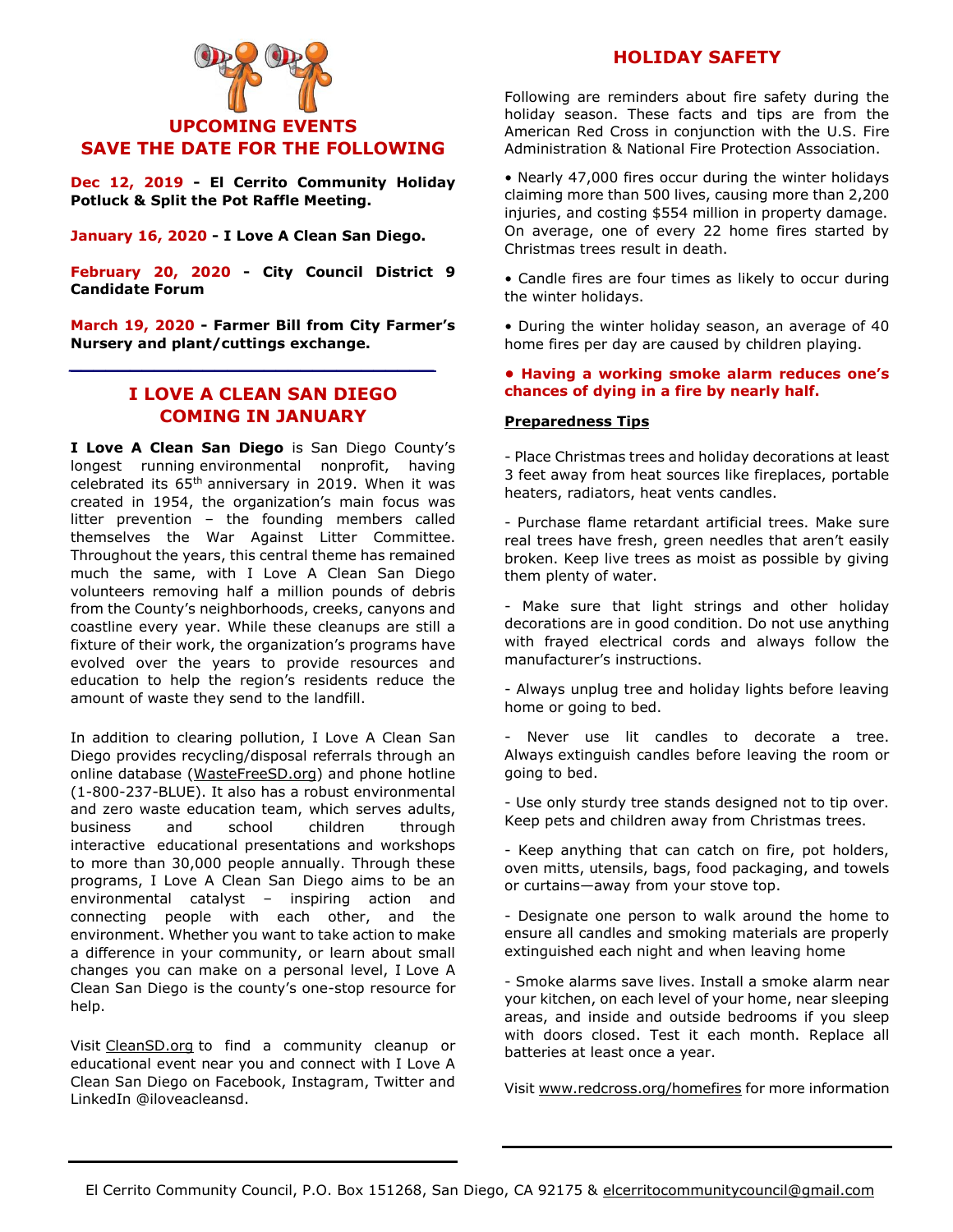## UPCOMING EVENTS
## SAVE THE DATE FOR THE FOLLOWING

**Dec 12, 2019 - El Cerrito Community Holiday Potluck & Split the Pot Raffle Meeting.**

**January 16, 2020 - I Love A Clean San Diego.**

**February 20, 2020 - City Council District 9 Candidate Forum**

**March 19, 2020 - Farmer Bill from City Farmer's Nursery and plant/cuttings exchange.**

---

## I LOVE A CLEAN SAN DIEGO COMING IN JANUARY

**I Love A Clean San Diego** is San Diego County's longest running environmental nonprofit, having celebrated its 65th anniversary in 2019. When it was created in 1954, the organization's main focus was litter prevention – the founding members called themselves the War Against Litter Committee. Throughout the years, this central theme has remained much the same, with I Love A Clean San Diego volunteers removing half a million pounds of debris from the County's neighborhoods, creeks, canyons and coastline every year. While these cleanups are still a fixture of their work, the organization's programs have evolved over the years to provide resources and education to help the region's residents reduce the amount of waste they send to the landfill.

In addition to clearing pollution, I Love A Clean San Diego provides recycling/disposal referrals through an online database (WasteFreeSD.org) and phone hotline (1-800-237-BLUE). It also has a robust environmental and zero waste education team, which serves adults, business and school children through interactive educational presentations and workshops to more than 30,000 people annually. Through these programs, I Love A Clean San Diego aims to be an environmental catalyst – inspiring action and connecting people with each other, and the environment. Whether you want to take action to make a difference in your community, or learn about small changes you can make on a personal level, I Love A Clean San Diego is the county's one-stop resource for help.

Visit CleanSD.org to find a community cleanup or educational event near you and connect with I Love A Clean San Diego on Facebook, Instagram, Twitter and LinkedIn @iloveacleansd.

## HOLIDAY SAFETY

Following are reminders about fire safety during the holiday season. These facts and tips are from the American Red Cross in conjunction with the U.S. Fire Administration & National Fire Protection Association.

- Nearly 47,000 fires occur during the winter holidays claiming more than 500 lives, causing more than 2,200 injuries, and costing $554 million in property damage. On average, one of every 22 home fires started by Christmas trees result in death.
- Candle fires are four times as likely to occur during the winter holidays.
- During the winter holiday season, an average of 40 home fires per day are caused by children playing.
- **Having a working smoke alarm reduces one's chances of dying in a fire by nearly half.**

**Preparedness Tips**

- Place Christmas trees and holiday decorations at least 3 feet away from heat sources like fireplaces, portable heaters, radiators, heat vents candles.
- Purchase flame retardant artificial trees. Make sure real trees have fresh, green needles that aren't easily broken. Keep live trees as moist as possible by giving them plenty of water.
- Make sure that light strings and other holiday decorations are in good condition. Do not use anything with frayed electrical cords and always follow the manufacturer's instructions.
- Always unplug tree and holiday lights before leaving home or going to bed.
- Never use lit candles to decorate a tree. Always extinguish candles before leaving the room or going to bed.
- Use only sturdy tree stands designed not to tip over. Keep pets and children away from Christmas trees.
- Keep anything that can catch on fire, pot holders, oven mitts, utensils, bags, food packaging, and towels or curtains—away from your stove top.
- Designate one person to walk around the home to ensure all candles and smoking materials are properly extinguished each night and when leaving home
- Smoke alarms save lives. Install a smoke alarm near your kitchen, on each level of your home, near sleeping areas, and inside and outside bedrooms if you sleep with doors closed. Test it each month. Replace all batteries at least once a year.

Visit www.redcross.org/homefires for more information

El Cerrito Community Council, P.O. Box 151268, San Diego, CA 92175 & elcerritocommunitycouncil@gmail.com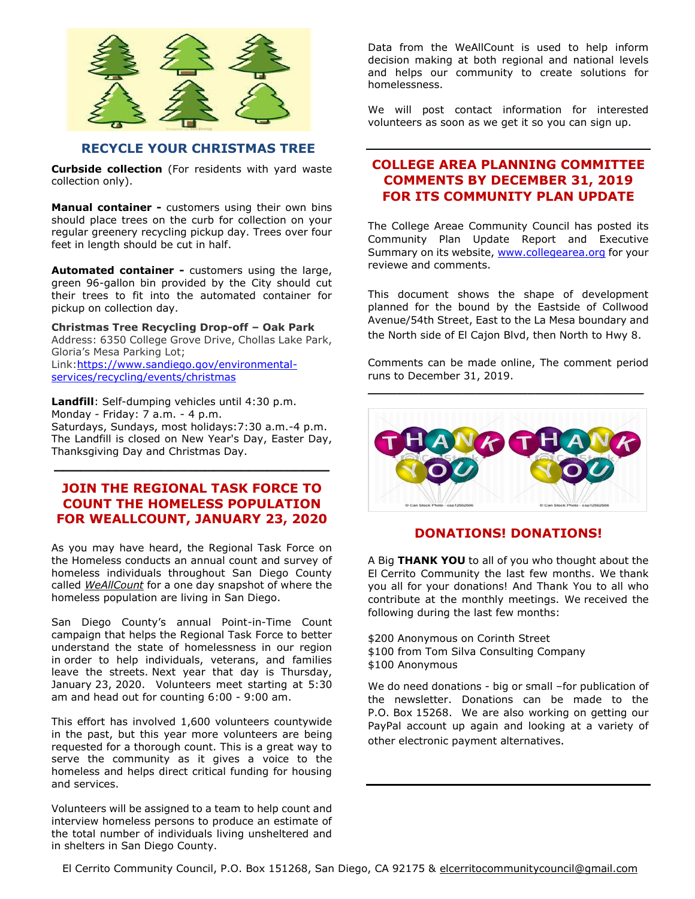## RECYCLE YOUR CHRISTMAS TREE

**Curbside collection** (For residents with yard waste collection only).

**Manual container -** customers using their own bins should place trees on the curb for collection on your regular greenery recycling pickup day. Trees over four feet in length should be cut in half.

**Automated container -** customers using the large, green 96-gallon bin provided by the City should cut their trees to fit into the automated container for pickup on collection day.

**Christmas Tree Recycling Drop-off – Oak Park**
Address: 6350 College Grove Drive, Chollas Lake Park, Gloria's Mesa Parking Lot;
Link:[https://www.sandiego.gov/environmental-services/recycling/events/christmas](https://www.sandiego.gov/environmental-services/recycling/events/christmas)

**Landfill**: Self-dumping vehicles until 4:30 p.m.
Monday - Friday: 7 a.m. - 4 p.m.
Saturdays, Sundays, most holidays:7:30 a.m.-4 p.m.
The Landfill is closed on New Year's Day, Easter Day, Thanksgiving Day and Christmas Day.

---

## JOIN THE REGIONAL TASK FORCE TO COUNT THE HOMELESS POPULATION FOR WEALLCOUNT, JANUARY 23, 2020

As you may have heard, the Regional Task Force on the Homeless conducts an annual count and survey of homeless individuals throughout San Diego County called *WeAllCount* for a one day snapshot of where the homeless population are living in San Diego.

San Diego County's annual Point-in-Time Count campaign that helps the Regional Task Force to better understand the state of homelessness in our region in order to help individuals, veterans, and families leave the streets. Next year that day is Thursday, January 23, 2020. Volunteers meet starting at 5:30 am and head out for counting 6:00 - 9:00 am.

This effort has involved 1,600 volunteers countywide in the past, but this year more volunteers are being requested for a thorough count. This is a great way to serve the community as it gives a voice to the homeless and helps direct critical funding for housing and services.

Volunteers will be assigned to a team to help count and interview homeless persons to produce an estimate of the total number of individuals living unsheltered and in shelters in San Diego County.

Data from the WeAllCount is used to help inform decision making at both regional and national levels and helps our community to create solutions for homelessness.

We will post contact information for interested volunteers as soon as we get it so you can sign up.

---

## COLLEGE AREA PLANNING COMMITTEE COMMENTS BY DECEMBER 31, 2019 FOR ITS COMMUNITY PLAN UPDATE

The College Areae Community Council has posted its Community Plan Update Report and Executive Summary on its website, [www.collegearea.org](http://www.collegearea.org) for your reviewe and comments.

This document shows the shape of development planned for the bound by the Eastside of Collwood Avenue/54th Street, East to the La Mesa boundary and the North side of El Cajon Blvd, then North to Hwy 8.

Comments can be made online, The comment period runs to December 31, 2019.

---

## DONATIONS! DONATIONS!

A Big **THANK YOU** to all of you who thought about the El Cerrito Community the last few months. We thank you all for your donations! And Thank You to all who contribute at the monthly meetings. We received the following during the last few months:

$200 Anonymous on Corinth Street
$100 from Tom Silva Consulting Company
$100 Anonymous

We do need donations - big or small –for publication of the newsletter. Donations can be made to the P.O. Box 15268. We are also working on getting our PayPal account up again and looking at a variety of other electronic payment alternatives.

---

El Cerrito Community Council, P.O. Box 151268, San Diego, CA 92175 & elcerritocommunitycouncil@gmail.com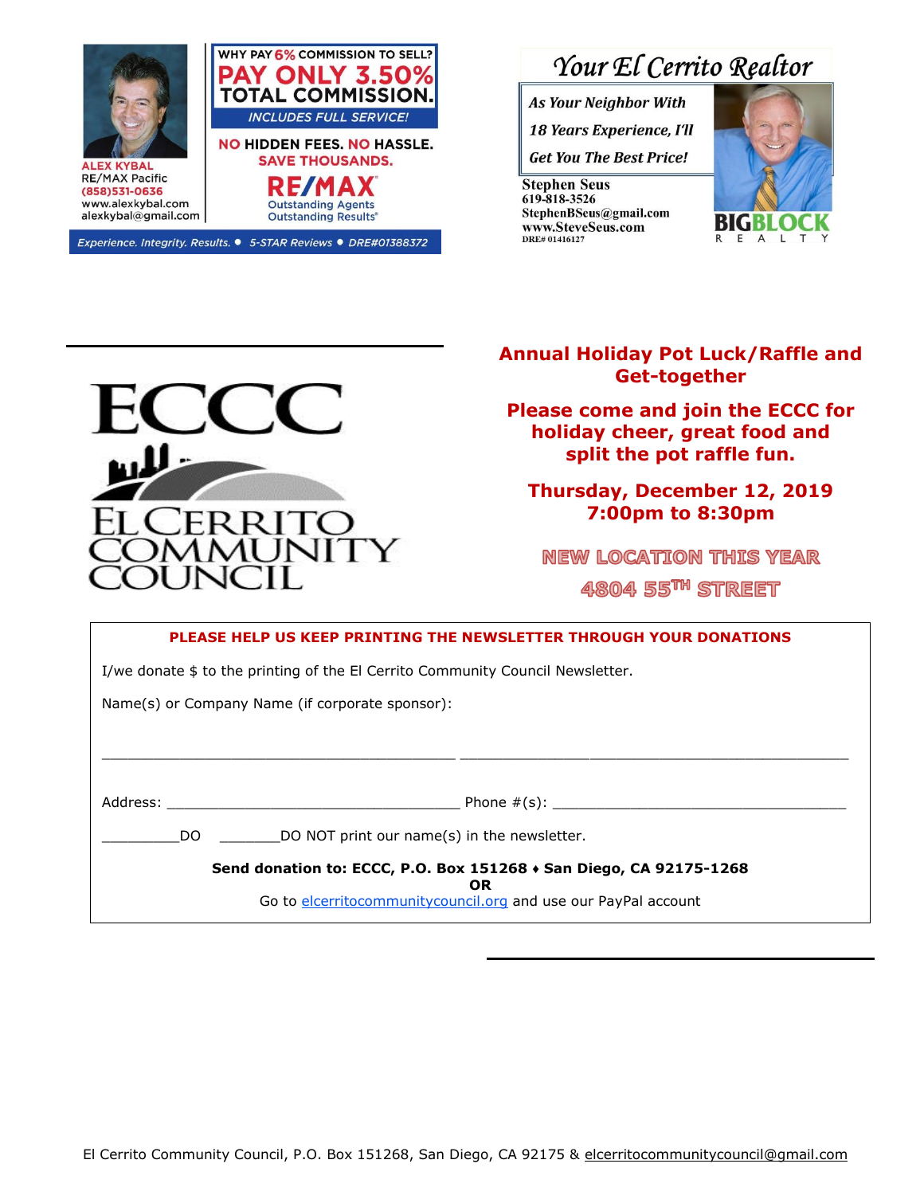ALEX KYBAL
RE/MAX Pacific
(858)531-0636
www.alexkybal.com
alexkybal@gmail.com

WHY PAY 6% COMMISSION TO SELL?
**PAY ONLY 3.50% TOTAL COMMISSION.**
*INCLUDES FULL SERVICE!*

**NO HIDDEN FEES. NO HASSLE.**
**SAVE THOUSANDS.**

RE/MAX
Outstanding Agents
Outstanding Results®

*Experience. Integrity. Results. • 5-STAR Reviews • DRE#01388372*

*Your El Cerrito Realtor*

***As Your Neighbor With 18 Years Experience, I'll Get You The Best Price!***

**Stephen Seus**
619-818-3526
StephenBSeus@gmail.com
www.SteveSeus.com
DRE# 01416127

BIGBLOCK REALTY

---

ECCC
EL CERRITO COMMUNITY COUNCIL

## Annual Holiday Pot Luck/Raffle and Get-together

**Please come and join the ECCC for holiday cheer, great food and split the pot raffle fun.**

**Thursday, December 12, 2019**
**7:00pm to 8:30pm**

**NEW LOCATION THIS YEAR**
**4804 55TH STREET**

---

**PLEASE HELP US KEEP PRINTING THE NEWSLETTER THROUGH YOUR DONATIONS**

I/we donate $ to the printing of the El Cerrito Community Council Newsletter.

Name(s) or Company Name (if corporate sponsor):

_________________________________________ _____________________________________________

Address: __________________________________ Phone #(s): __________________________________

_________DO _______DO NOT print our name(s) in the newsletter.

**Send donation to: ECCC, P.O. Box 151268 ♦ San Diego, CA 92175-1268**
**OR**
Go to elcerritocommunitycouncil.org and use our PayPal account

El Cerrito Community Council, P.O. Box 151268, San Diego, CA 92175 & elcerritocommunitycouncil@gmail.com